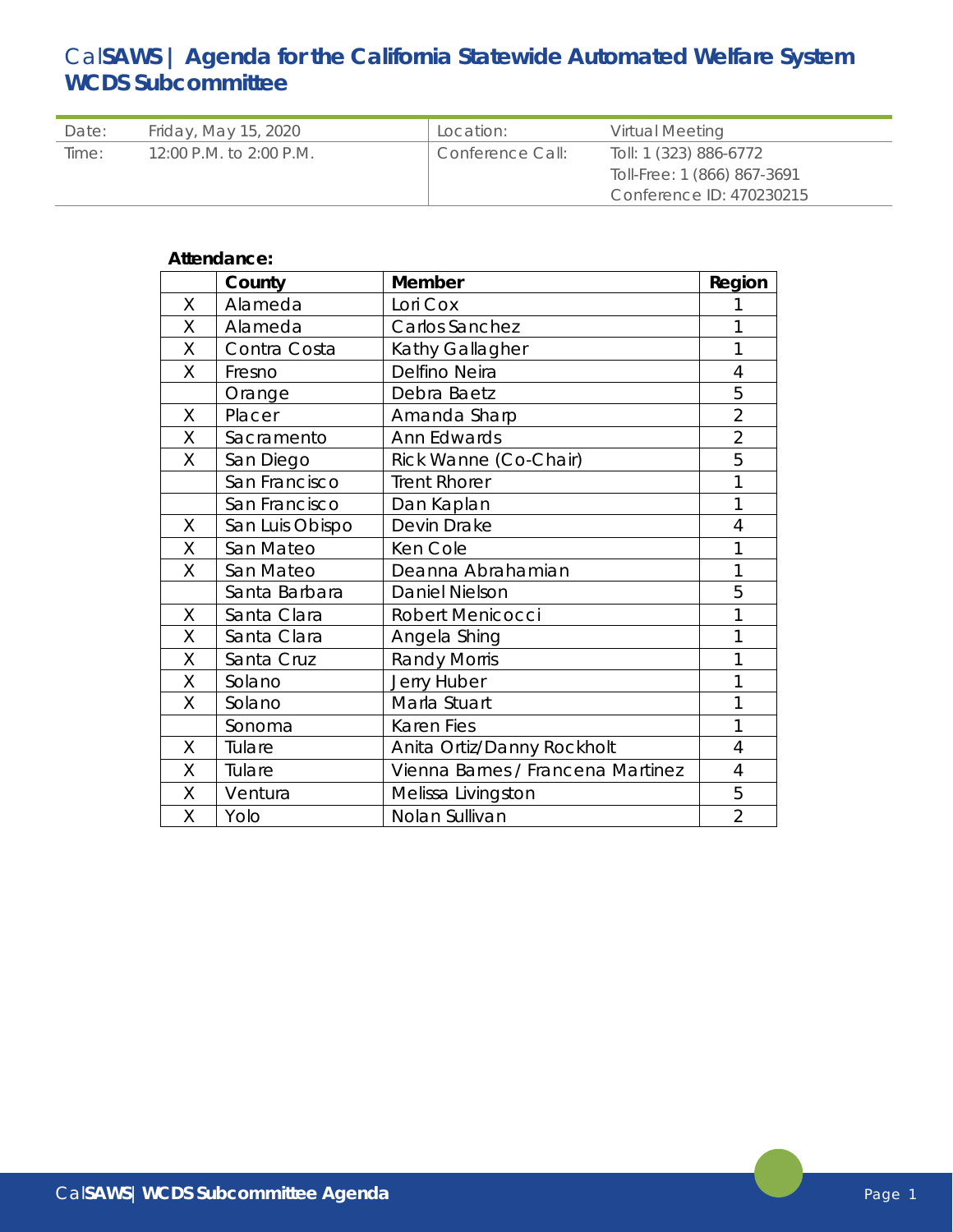# CalSAWS | Agenda for the California Statewide Automated Welfare System WCDS Subcommittee

| Date: | Friday, May 15, 2020 | Location: | Virtual Meeting |
|---|---|---|---|
| Time: | 12:00 P.M. to 2:00 P.M. | Conference Call: | Toll: 1 (323) 886-6772<br>Toll-Free: 1 (866) 867-3691<br>Conference ID: 470230215 |

**Attendance:**

| | County | Member | Region |
|---|---|---|---|
| X | Alameda | Lori Cox | 1 |
| X | Alameda | Carlos Sanchez | 1 |
| X | Contra Costa | Kathy Gallagher | 1 |
| X | Fresno | Delfino Neira | 4 |
| | Orange | Debra Baetz | 5 |
| X | Placer | Amanda Sharp | 2 |
| X | Sacramento | Ann Edwards | 2 |
| X | San Diego | Rick Wanne (Co-Chair) | 5 |
| | San Francisco | Trent Rhorer | 1 |
| | San Francisco | Dan Kaplan | 1 |
| X | San Luis Obispo | Devin Drake | 4 |
| X | San Mateo | Ken Cole | 1 |
| X | San Mateo | Deanna Abrahamian | 1 |
| | Santa Barbara | Daniel Nielson | 5 |
| X | Santa Clara | Robert Menicocci | 1 |
| X | Santa Clara | Angela Shing | 1 |
| X | Santa Cruz | Randy Morris | 1 |
| X | Solano | Jerry Huber | 1 |
| X | Solano | Marla Stuart | 1 |
| | Sonoma | Karen Fies | 1 |
| X | Tulare | Anita Ortiz/Danny Rockholt | 4 |
| X | Tulare | Vienna Barnes / Francena Martinez | 4 |
| X | Ventura | Melissa Livingston | 5 |
| X | Yolo | Nolan Sullivan | 2 |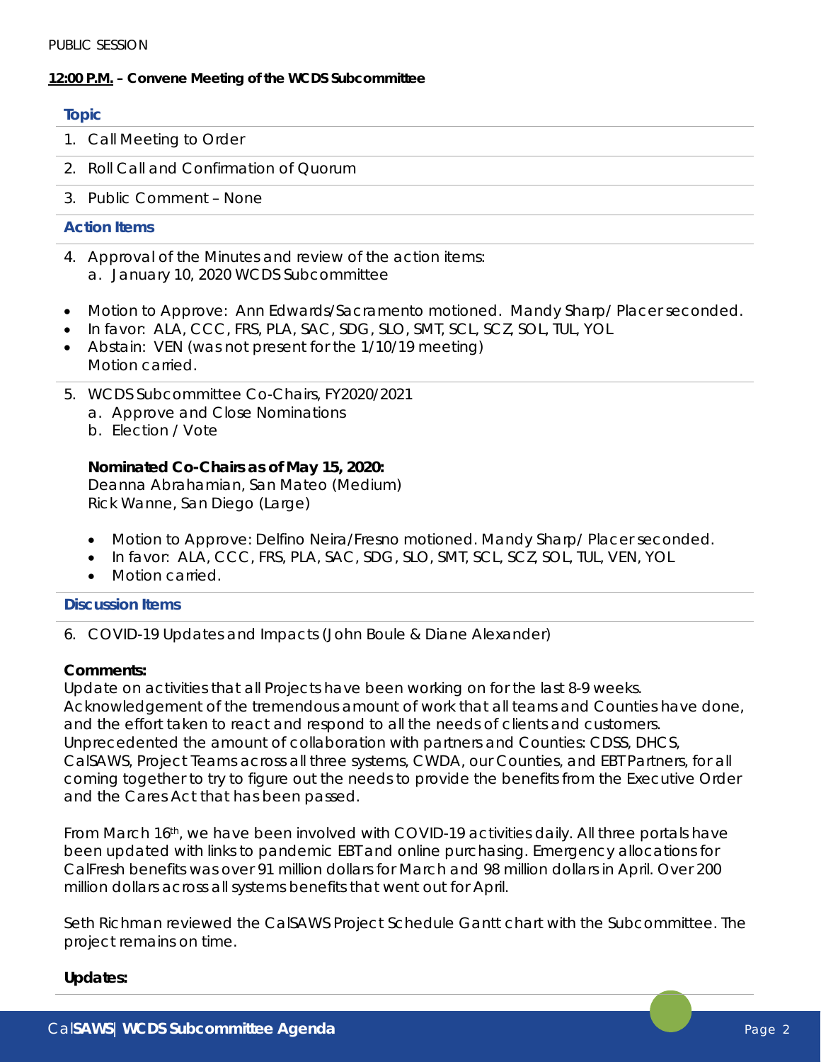PUBLIC SESSION

**12:00 P.M. – Convene Meeting of the WCDS Subcommittee**

**Topic**

1. Call Meeting to Order
2. Roll Call and Confirmation of Quorum
3. Public Comment – None

**Action Items**

4. Approval of the Minutes and review of the action items:
   a. January 10, 2020 WCDS Subcommittee

- Motion to Approve: Ann Edwards/Sacramento motioned. Mandy Sharp/ Placer seconded.
- In favor: ALA, CCC, FRS, PLA, SAC, SDG, SLO, SMT, SCL, SCZ, SOL, TUL, YOL
- Abstain: VEN (was not present for the 1/10/19 meeting)
  Motion carried.

5. WCDS Subcommittee Co-Chairs, FY2020/2021
   a. Approve and Close Nominations
   b. Election / Vote

   **Nominated Co-Chairs as of May 15, 2020:**
   Deanna Abrahamian, San Mateo (Medium)
   Rick Wanne, San Diego (Large)

   - Motion to Approve: Delfino Neira/Fresno motioned. Mandy Sharp/ Placer seconded.
   - In favor: ALA, CCC, FRS, PLA, SAC, SDG, SLO, SMT, SCL, SCZ, SOL, TUL, VEN, YOL
   - Motion carried.

**Discussion Items**

6. COVID-19 Updates and Impacts (John Boule & Diane Alexander)

**Comments:**
Update on activities that all Projects have been working on for the last 8-9 weeks. Acknowledgement of the tremendous amount of work that all teams and Counties have done, and the effort taken to react and respond to all the needs of clients and customers. Unprecedented the amount of collaboration with partners and Counties: CDSS, DHCS, CalSAWS, Project Teams across all three systems, CWDA, our Counties, and EBT Partners, for all coming together to try to figure out the needs to provide the benefits from the Executive Order and the Cares Act that has been passed.

From March 16th, we have been involved with COVID-19 activities daily. All three portals have been updated with links to pandemic EBT and online purchasing. Emergency allocations for CalFresh benefits was over 91 million dollars for March and 98 million dollars in April. Over 200 million dollars across all systems benefits that went out for April.

Seth Richman reviewed the CalSAWS Project Schedule Gantt chart with the Subcommittee. The project remains on time.

**Updates:**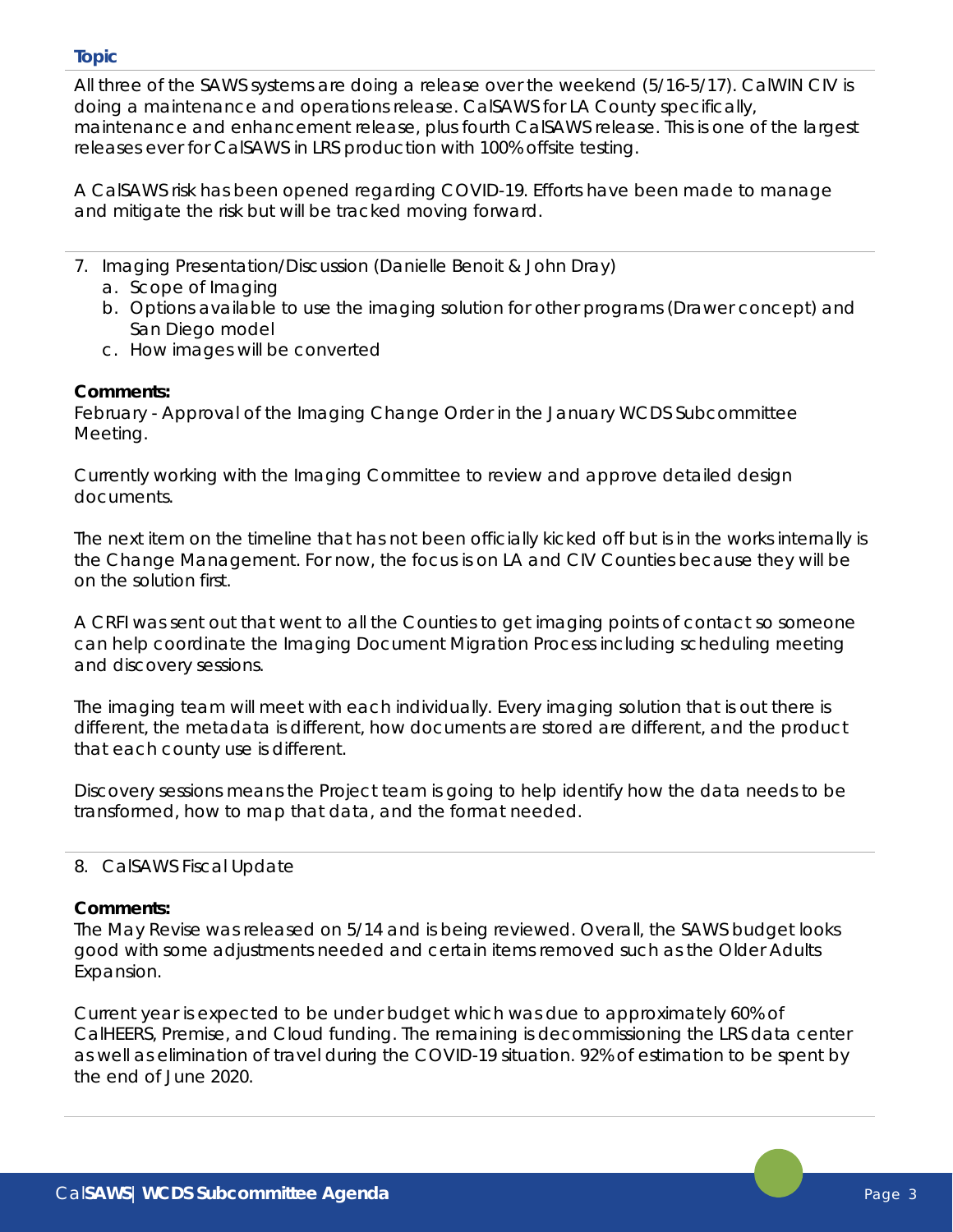**Topic**

All three of the SAWS systems are doing a release over the weekend (5/16-5/17). CalWIN CIV is doing a maintenance and operations release. CalSAWS for LA County specifically, maintenance and enhancement release, plus fourth CalSAWS release. This is one of the largest releases ever for CalSAWS in LRS production with 100% offsite testing.

A CalSAWS risk has been opened regarding COVID-19. Efforts have been made to manage and mitigate the risk but will be tracked moving forward.

7. Imaging Presentation/Discussion (Danielle Benoit & John Dray)
   a. Scope of Imaging
   b. Options available to use the imaging solution for other programs (Drawer concept) and San Diego model
   c. How images will be converted

**Comments:**
February - Approval of the Imaging Change Order in the January WCDS Subcommittee Meeting.

Currently working with the Imaging Committee to review and approve detailed design documents.

The next item on the timeline that has not been officially kicked off but is in the works internally is the Change Management. For now, the focus is on LA and CIV Counties because they will be on the solution first.

A CRFI was sent out that went to all the Counties to get imaging points of contact so someone can help coordinate the Imaging Document Migration Process including scheduling meeting and discovery sessions.

The imaging team will meet with each individually. Every imaging solution that is out there is different, the metadata is different, how documents are stored are different, and the product that each county use is different.

Discovery sessions means the Project team is going to help identify how the data needs to be transformed, how to map that data, and the format needed.

8. CalSAWS Fiscal Update

**Comments:**
The May Revise was released on 5/14 and is being reviewed. Overall, the SAWS budget looks good with some adjustments needed and certain items removed such as the Older Adults Expansion.

Current year is expected to be under budget which was due to approximately 60% of CalHEERS, Premise, and Cloud funding. The remaining is decommissioning the LRS data center as well as elimination of travel during the COVID-19 situation. 92% of estimation to be spent by the end of June 2020.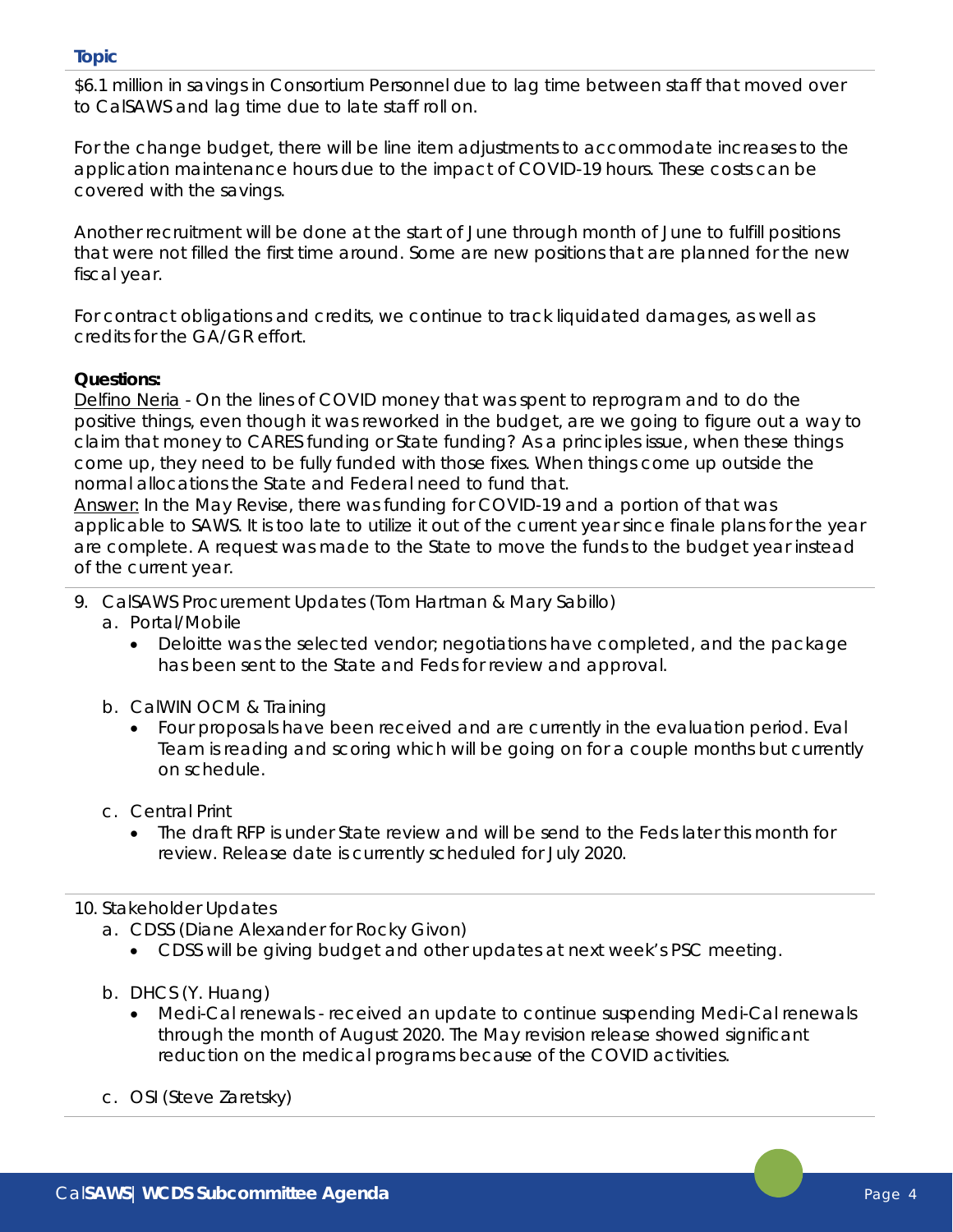**Topic**

$6.1 million in savings in Consortium Personnel due to lag time between staff that moved over to CalSAWS and lag time due to late staff roll on.

For the change budget, there will be line item adjustments to accommodate increases to the application maintenance hours due to the impact of COVID-19 hours. These costs can be covered with the savings.

Another recruitment will be done at the start of June through month of June to fulfill positions that were not filled the first time around. Some are new positions that are planned for the new fiscal year.

For contract obligations and credits, we continue to track liquidated damages, as well as credits for the GA/GR effort.

**Questions:**

<u>Delfino Neria</u> - On the lines of COVID money that was spent to reprogram and to do the positive things, even though it was reworked in the budget, are we going to figure out a way to claim that money to CARES funding or State funding? As a principles issue, when these things come up, they need to be fully funded with those fixes. When things come up outside the normal allocations the State and Federal need to fund that.

<u>Answer:</u> In the May Revise, there was funding for COVID-19 and a portion of that was applicable to SAWS. It is too late to utilize it out of the current year since finale plans for the year are complete. A request was made to the State to move the funds to the budget year instead of the current year.

9. CalSAWS Procurement Updates (Tom Hartman & Mary Sabillo)
   a. Portal/Mobile
      - Deloitte was the selected vendor; negotiations have completed, and the package has been sent to the State and Feds for review and approval.
   b. CalWIN OCM & Training
      - Four proposals have been received and are currently in the evaluation period. Eval Team is reading and scoring which will be going on for a couple months but currently on schedule.
   c. Central Print
      - The draft RFP is under State review and will be send to the Feds later this month for review. Release date is currently scheduled for July 2020.

10. Stakeholder Updates
    a. CDSS (Diane Alexander for Rocky Givon)
       - CDSS will be giving budget and other updates at next week's PSC meeting.
    b. DHCS (Y. Huang)
       - Medi-Cal renewals - received an update to continue suspending Medi-Cal renewals through the month of August 2020. The May revision release showed significant reduction on the medical programs because of the COVID activities.
    c. OSI (Steve Zaretsky)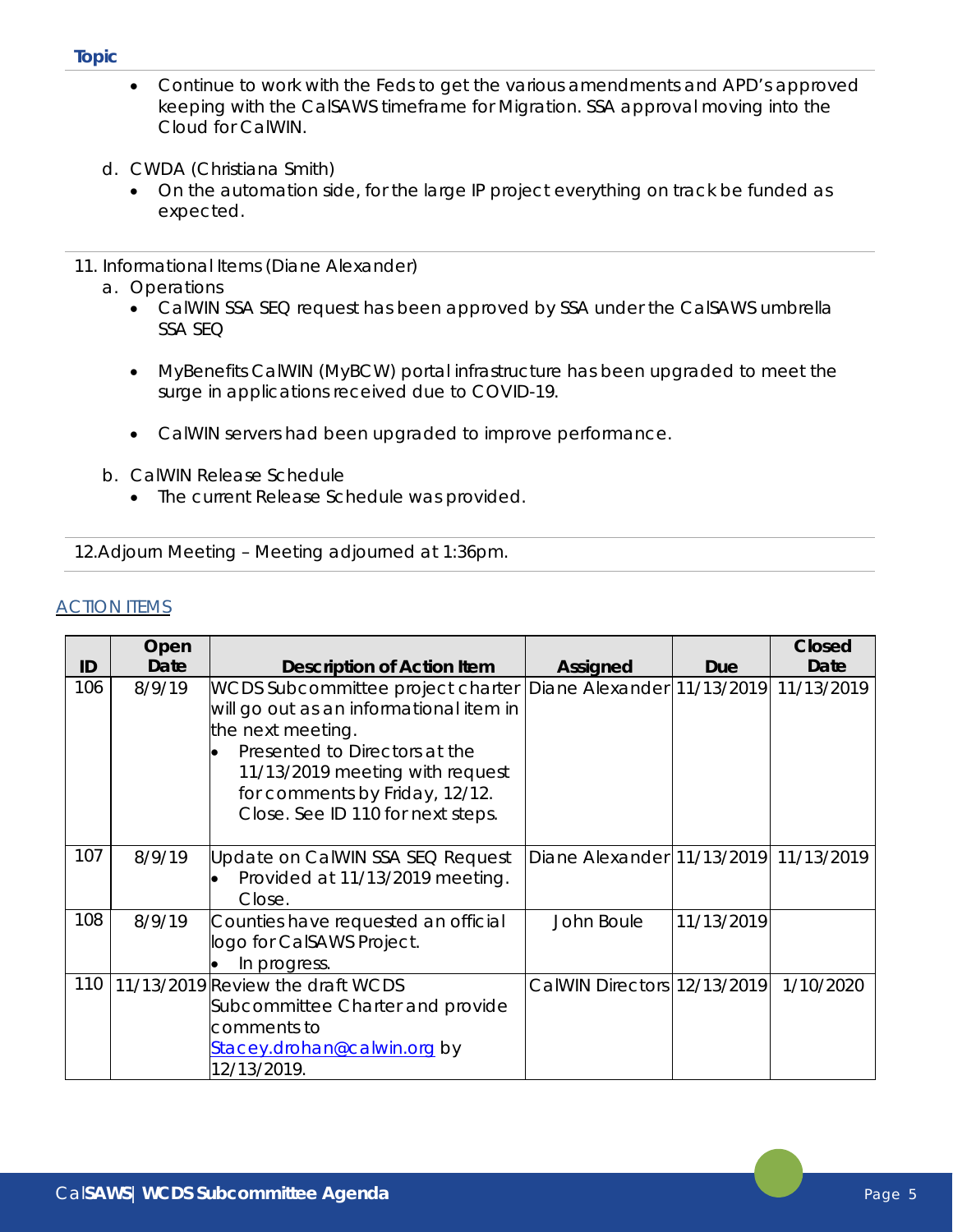**Topic**

- Continue to work with the Feds to get the various amendments and APD's approved keeping with the CalSAWS timeframe for Migration. SSA approval moving into the Cloud for CalWIN.

d. CWDA (Christiana Smith)
   - On the automation side, for the large IP project everything on track be funded as expected.

11. Informational Items (Diane Alexander)

a. Operations
   - CalWIN SSA SEQ request has been approved by SSA under the CalSAWS umbrella SSA SEQ
   - MyBenefits CalWIN (MyBCW) portal infrastructure has been upgraded to meet the surge in applications received due to COVID-19.
   - CalWIN servers had been upgraded to improve performance.

b. CalWIN Release Schedule
   - The current Release Schedule was provided.

12. Adjourn Meeting – Meeting adjourned at 1:36pm.

## ACTION ITEMS

| ID | Open Date | Description of Action Item | Assigned | Due | Closed Date |
|---|---|---|---|---|---|
| 106 | 8/9/19 | WCDS Subcommittee project charter will go out as an informational item in the next meeting. • Presented to Directors at the 11/13/2019 meeting with request for comments by Friday, 12/12. Close. See ID 110 for next steps. | Diane Alexander | 11/13/2019 | 11/13/2019 |
| 107 | 8/9/19 | Update on CalWIN SSA SEQ Request • Provided at 11/13/2019 meeting. Close. | Diane Alexander | 11/13/2019 | 11/13/2019 |
| 108 | 8/9/19 | Counties have requested an official logo for CalSAWS Project. • In progress. | John Boule | 11/13/2019 | |
| 110 | 11/13/2019 | Review the draft WCDS Subcommittee Charter and provide comments to Stacey.drohan@calwin.org by 12/13/2019. | CalWIN Directors | 12/13/2019 | 1/10/2020 |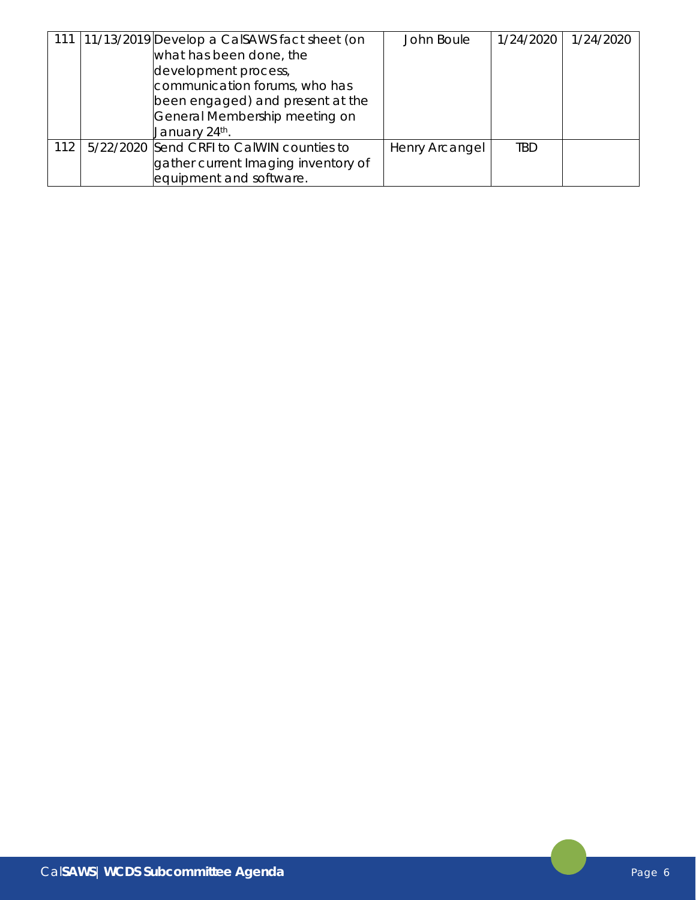| | | | | | |
|---|---|---|---|---|---|
| 111 | 11/13/2019 | Develop a CalSAWS fact sheet (on what has been done, the development process, communication forums, who has been engaged) and present at the General Membership meeting on January 24th. | John Boule | 1/24/2020 | 1/24/2020 |
| 112 | 5/22/2020 | Send CRFI to CalWIN counties to gather current Imaging inventory of equipment and software. | Henry Arcangel | TBD | |